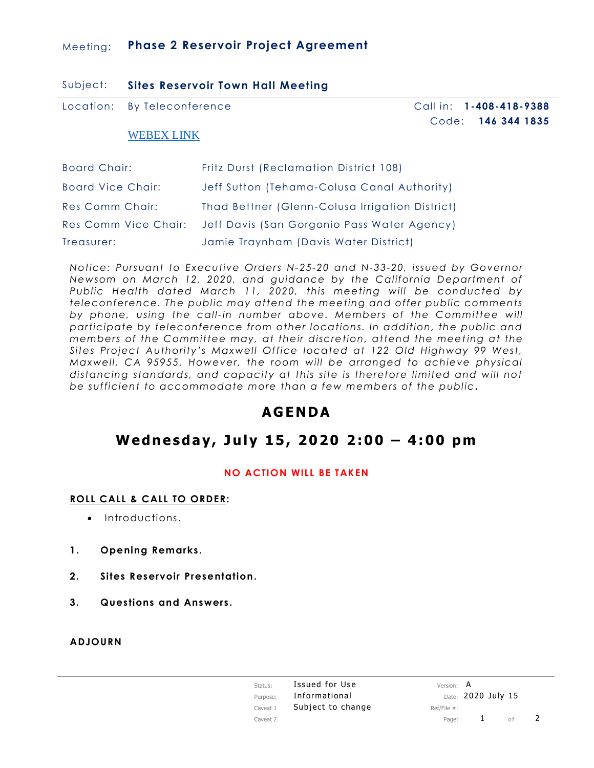Meeting: **Phase 2 Reservoir Project Agreement**

Subject: **Sites Reservoir Town Hall Meeting**

Location: By Teleconference

Call in: **1-408-418-9388**
Code: **146 344 1835**

WEBEX LINK

| | |
|---|---|
| Board Chair: | Fritz Durst (Reclamation District 108) |
| Board Vice Chair: | Jeff Sutton (Tehama-Colusa Canal Authority) |
| Res Comm Chair: | Thad Bettner (Glenn-Colusa Irrigation District) |
| Res Comm Vice Chair: | Jeff Davis (San Gorgonio Pass Water Agency) |
| Treasurer: | Jamie Traynham (Davis Water District) |

*Notice: Pursuant to Executive Orders N-25-20 and N-33-20, issued by Governor Newsom on March 12, 2020, and guidance by the California Department of Public Health dated March 11, 2020, this meeting will be conducted by teleconference. The public may attend the meeting and offer public comments by phone, using the call-in number above. Members of the Committee will participate by teleconference from other locations. In addition, the public and members of the Committee may, at their discretion, attend the meeting at the Sites Project Authority's Maxwell Office located at 122 Old Highway 99 West, Maxwell, CA 95955. However, the room will be arranged to achieve physical distancing standards, and capacity at this site is therefore limited and will not be sufficient to accommodate more than a few members of the public.*

# AGENDA

## Wednesday, July 15, 2020 2:00 – 4:00 pm

**NO ACTION WILL BE TAKEN**

**ROLL CALL & CALL TO ORDER:**

- Introductions.

1. **Opening Remarks.**

2. **Sites Reservoir Presentation.**

3. **Questions and Answers.**

**ADJOURN**

| | | | |
|---|---|---|---|
| Status: | Issued for Use | Version: | A |
| Purpose: | Informational | Date: | 2020 July 15 |
| Caveat 1 | Subject to change | Ref/File #: | |
| Caveat 2 | | | |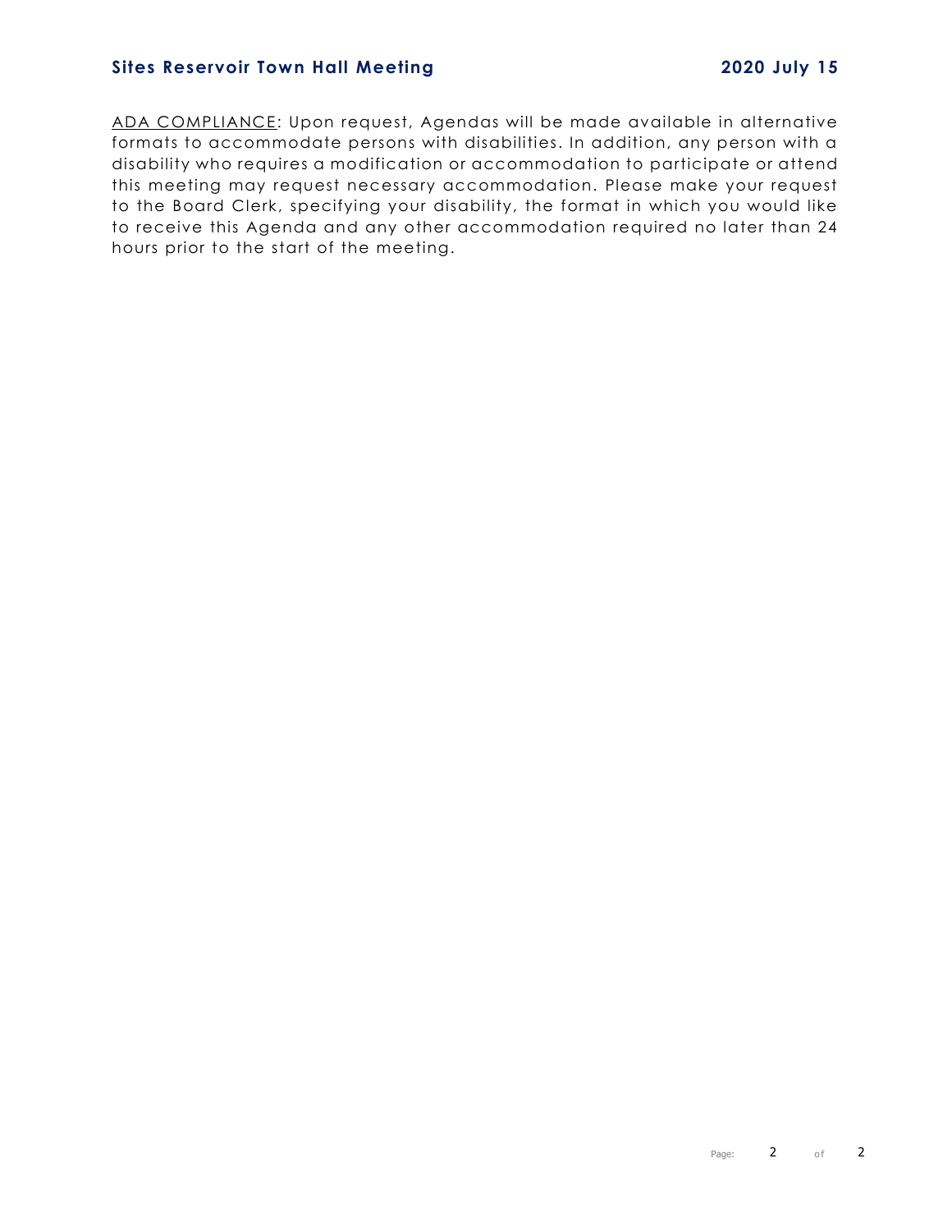<u>ADA COMPLIANCE</u>: Upon request, Agendas will be made available in alternative formats to accommodate persons with disabilities. In addition, any person with a disability who requires a modification or accommodation to participate or attend this meeting may request necessary accommodation. Please make your request to the Board Clerk, specifying your disability, the format in which you would like to receive this Agenda and any other accommodation required no later than 24 hours prior to the start of the meeting.